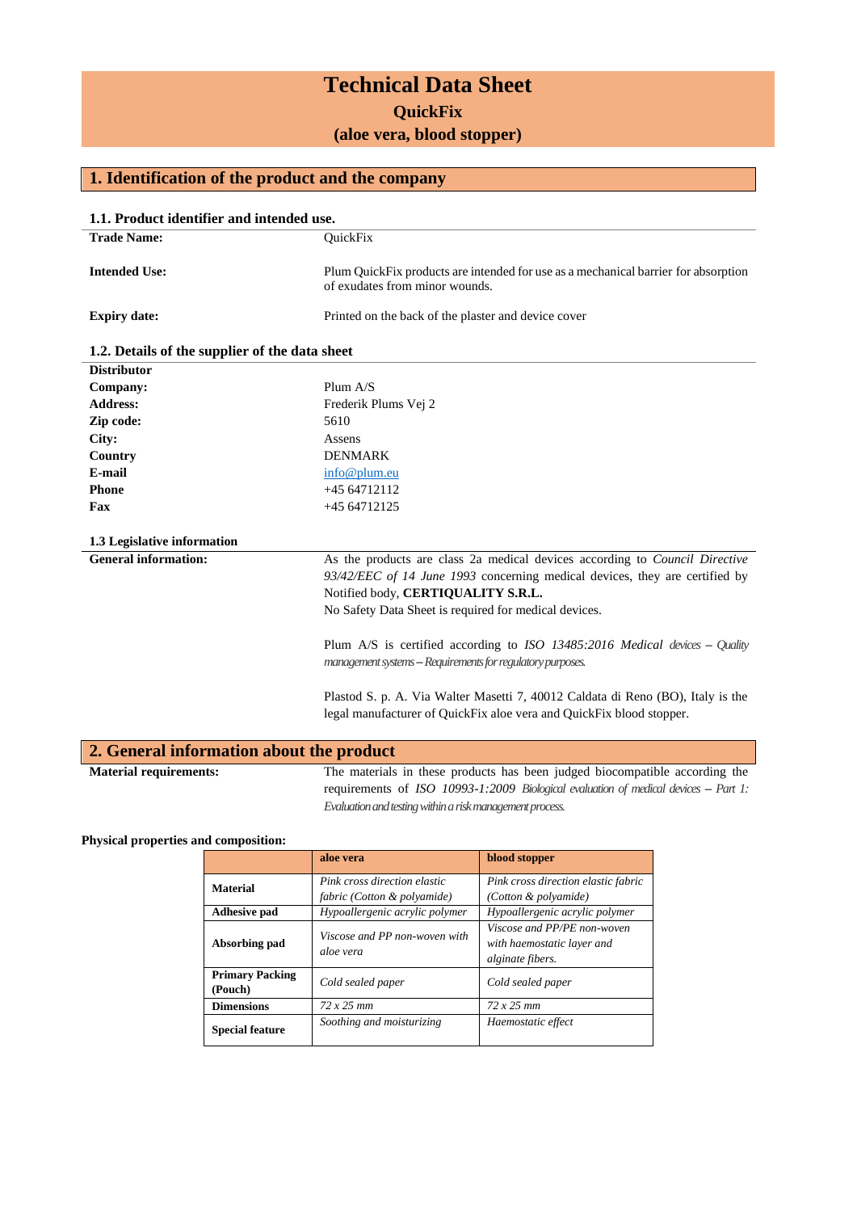# Technical Data Sheet

## QuickFix

## (aloe vera, blood stopper)

## 1. Identification of the product and the company

### 1.1. Product identifier and intended use.

**Trade Name:** QuickFix

**Intended Use:** Plum QuickFix products are intended for use as a mechanical barrier for absorption of exudates from minor wounds.

**Expiry date:** Printed on the back of the plaster and device cover

### 1.2. Details of the supplier of the data sheet

**Distributor**

**Company:** Plum A/S

**Address:** Frederik Plums Vej 2

**Zip code:** 5610

**City:** Assens

**Country** DENMARK

**E-mail** info@plum.eu

**Phone** +45 64712112

**Fax** +45 64712125

### 1.3 Legislative information

**General information:** As the products are class 2a medical devices according to *Council Directive 93/42/EEC of 14 June 1993* concerning medical devices, they are certified by Notified body, **CERTIQUALITY S.R.L.**

No Safety Data Sheet is required for medical devices.

Plum A/S is certified according to *ISO 13485:2016 Medical devices – Quality management systems – Requirements for regulatory purposes.*

Plastod S. p. A. Via Walter Masetti 7, 40012 Caldata di Reno (BO), Italy is the legal manufacturer of QuickFix aloe vera and QuickFix blood stopper.

## 2. General information about the product

**Material requirements:** The materials in these products has been judged biocompatible according the requirements of *ISO 10993-1:2009 Biological evaluation of medical devices – Part 1: Evaluation and testing within a risk management process.*

**Physical properties and composition:**

| | **aloe vera** | **blood stopper** |
|---|---|---|
| **Material** | *Pink cross direction elastic fabric (Cotton & polyamide)* | *Pink cross direction elastic fabric (Cotton & polyamide)* |
| **Adhesive pad** | *Hypoallergenic acrylic polymer* | *Hypoallergenic acrylic polymer* |
| **Absorbing pad** | *Viscose and PP non-woven with aloe vera* | *Viscose and PP/PE non-woven with haemostatic layer and alginate fibers.* |
| **Primary Packing (Pouch)** | *Cold sealed paper* | *Cold sealed paper* |
| **Dimensions** | *72 x 25 mm* | *72 x 25 mm* |
| **Special feature** | *Soothing and moisturizing* | *Haemostatic effect* |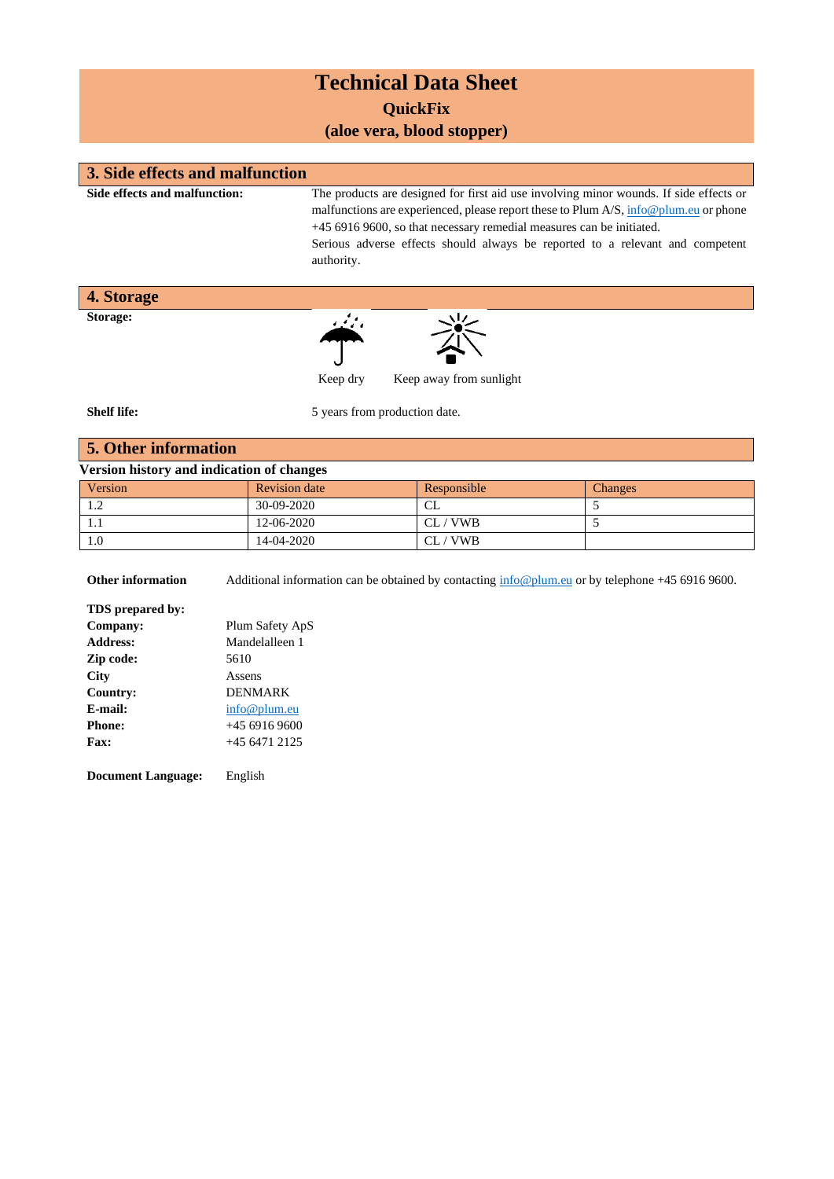# Technical Data Sheet

**QuickFix**

**(aloe vera, blood stopper)**

## 3. Side effects and malfunction

**Side effects and malfunction:** The products are designed for first aid use involving minor wounds. If side effects or malfunctions are experienced, please report these to Plum A/S, info@plum.eu or phone +45 6916 9600, so that necessary remedial measures can be initiated.
Serious adverse effects should always be reported to a relevant and competent authority.

## 4. Storage

**Storage:**

Keep dry

Keep away from sunlight

**Shelf life:** 5 years from production date.

## 5. Other information

**Version history and indication of changes**

| Version | Revision date | Responsible | Changes |
|---|---|---|---|
| 1.2 | 30-09-2020 | CL | 5 |
| 1.1 | 12-06-2020 | CL / VWB | 5 |
| 1.0 | 14-04-2020 | CL / VWB | |

**Other information** Additional information can be obtained by contacting info@plum.eu or by telephone +45 6916 9600.

**TDS prepared by:**

**Company:** Plum Safety ApS
**Address:** Mandelalleen 1
**Zip code:** 5610
**City** Assens
**Country:** DENMARK
**E-mail:** info@plum.eu
**Phone:** +45 6916 9600
**Fax:** +45 6471 2125

**Document Language:** English